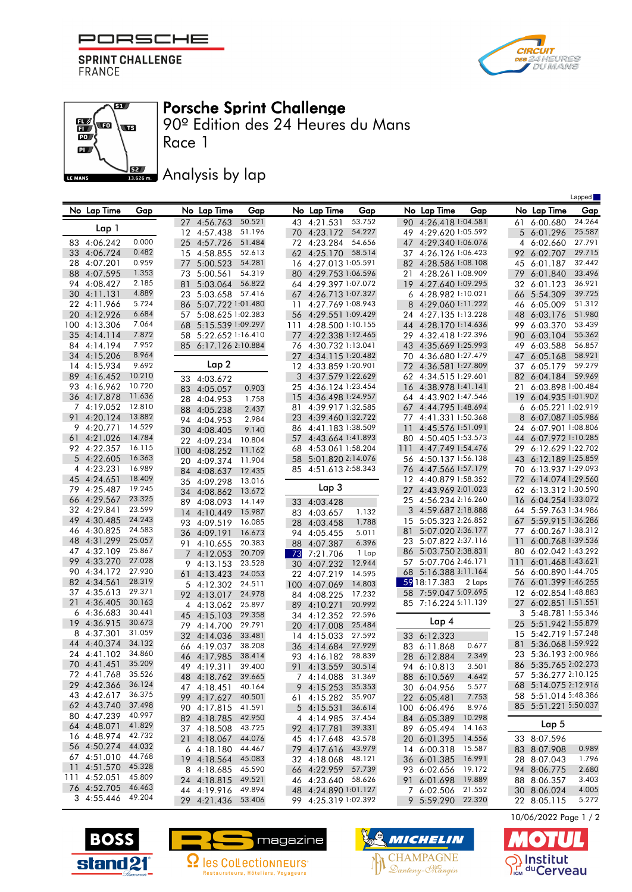# Porsche Sprint Challenge

90º Edition des 24 Heures du Mans

Race 1

## Analysis by lap

Lapped

### Lap 1

| No | Lap Time | Gap |
|---|---|---|
| 83 | 4:06.242 | 0.000 |
| 33 | 4:06.724 | 0.482 |
| 28 | 4:07.201 | 0.959 |
| 88 | 4:07.595 | 1.353 |
| 94 | 4:08.427 | 2.185 |
| 30 | 4:11.131 | 4.889 |
| 22 | 4:11.966 | 5.724 |
| 20 | 4:12.926 | 6.684 |
| 100 | 4:13.306 | 7.064 |
| 35 | 4:14.114 | 7.872 |
| 84 | 4:14.194 | 7.952 |
| 34 | 4:15.206 | 8.964 |
| 14 | 4:15.934 | 9.692 |
| 89 | 4:16.452 | 10.210 |
| 93 | 4:16.962 | 10.720 |
| 36 | 4:17.878 | 11.636 |
| 7 | 4:19.052 | 12.810 |
| 91 | 4:20.124 | 13.882 |
| 9 | 4:20.771 | 14.529 |
| 61 | 4:21.026 | 14.784 |
| 92 | 4:22.357 | 16.115 |
| 5 | 4:22.605 | 16.363 |
| 4 | 4:23.231 | 16.989 |
| 45 | 4:24.651 | 18.409 |
| 79 | 4:25.487 | 19.245 |
| 66 | 4:29.567 | 23.325 |
| 32 | 4:29.841 | 23.599 |
| 49 | 4:30.485 | 24.243 |
| 46 | 4:30.825 | 24.583 |
| 48 | 4:31.299 | 25.057 |
| 47 | 4:32.109 | 25.867 |
| 99 | 4:33.270 | 27.028 |
| 90 | 4:34.172 | 27.930 |
| 82 | 4:34.561 | 28.319 |
| 37 | 4:35.613 | 29.371 |
| 21 | 4:36.405 | 30.163 |
| 6 | 4:36.683 | 30.441 |
| 19 | 4:36.915 | 30.673 |
| 8 | 4:37.301 | 31.059 |
| 44 | 4:40.374 | 34.132 |
| 24 | 4:41.102 | 34.860 |
| 70 | 4:41.451 | 35.209 |
| 72 | 4:41.768 | 35.526 |
| 29 | 4:42.366 | 36.124 |
| 43 | 4:42.617 | 36.375 |
| 62 | 4:43.740 | 37.498 |
| 80 | 4:47.239 | 40.997 |
| 64 | 4:48.071 | 41.829 |
| 16 | 4:48.974 | 42.732 |
| 56 | 4:50.274 | 44.032 |
| 67 | 4:51.010 | 44.768 |
| 11 | 4:51.570 | 45.328 |
| 111 | 4:52.051 | 45.809 |
| 76 | 4:52.705 | 46.463 |
| 3 | 4:55.446 | 49.204 |
| 27 | 4:56.763 | 50.521 |
| 12 | 4:57.438 | 51.196 |
| 25 | 4:57.726 | 51.484 |
| 15 | 4:58.855 | 52.613 |
| 77 | 5:00.523 | 54.281 |
| 73 | 5:00.561 | 54.319 |
| 81 | 5:03.064 | 56.822 |
| 23 | 5:03.658 | 57.416 |
| 86 | 5:07.722 | 1:01.480 |
| 57 | 5:08.625 | 1:02.383 |
| 68 | 5:15.539 | 1:09.297 |
| 58 | 5:22.652 | 1:16.410 |
| 85 | 6:17.126 | 2:10.884 |

### Lap 2

| No | Lap Time | Gap |
|---|---|---|
| 33 | 4:03.672 | |
| 83 | 4:05.057 | 0.903 |
| 28 | 4:04.953 | 1.758 |
| 88 | 4:05.238 | 2.437 |
| 94 | 4:04.953 | 2.984 |
| 30 | 4:08.405 | 9.140 |
| 22 | 4:09.234 | 10.804 |
| 100 | 4:08.252 | 11.162 |
| 20 | 4:09.374 | 11.904 |
| 84 | 4:08.637 | 12.435 |
| 35 | 4:09.298 | 13.016 |
| 34 | 4:08.862 | 13.672 |
| 89 | 4:08.093 | 14.149 |
| 14 | 4:10.449 | 15.987 |
| 93 | 4:09.519 | 16.085 |
| 36 | 4:09.191 | 16.673 |
| 91 | 4:10.655 | 20.383 |
| 7 | 4:12.053 | 20.709 |
| 9 | 4:13.153 | 23.528 |
| 61 | 4:13.423 | 24.053 |
| 5 | 4:12.302 | 24.511 |
| 92 | 4:13.017 | 24.978 |
| 4 | 4:13.062 | 25.897 |
| 45 | 4:15.103 | 29.358 |
| 79 | 4:14.700 | 29.791 |
| 32 | 4:14.036 | 33.481 |
| 66 | 4:19.037 | 38.208 |
| 46 | 4:17.985 | 38.414 |
| 49 | 4:19.311 | 39.400 |
| 48 | 4:18.762 | 39.665 |
| 47 | 4:18.451 | 40.164 |
| 99 | 4:17.627 | 40.501 |
| 90 | 4:17.815 | 41.591 |
| 82 | 4:18.785 | 42.950 |
| 37 | 4:18.508 | 43.725 |
| 21 | 4:18.067 | 44.076 |
| 6 | 4:18.180 | 44.467 |
| 19 | 4:18.564 | 45.083 |
| 8 | 4:18.685 | 45.590 |
| 24 | 4:18.815 | 49.521 |
| 44 | 4:19.916 | 49.894 |
| 29 | 4:21.436 | 53.406 |
| 43 | 4:21.531 | 53.752 |
| 70 | 4:23.172 | 54.227 |
| 72 | 4:23.284 | 54.656 |
| 62 | 4:25.170 | 58.514 |
| 16 | 4:27.013 | 1:05.591 |
| 80 | 4:29.753 | 1:06.596 |
| 64 | 4:29.397 | 1:07.072 |
| 67 | 4:26.713 | 1:07.327 |
| 11 | 4:27.769 | 1:08.943 |
| 56 | 4:29.551 | 1:09.429 |
| 111 | 4:28.500 | 1:10.155 |
| 77 | 4:22.338 | 1:12.465 |
| 76 | 4:30.732 | 1:13.041 |
| 27 | 4:34.115 | 1:20.482 |
| 12 | 4:33.859 | 1:20.901 |
| 3 | 4:37.579 | 1:22.629 |
| 25 | 4:36.124 | 1:23.454 |
| 15 | 4:36.498 | 1:24.957 |
| 81 | 4:39.917 | 1:32.585 |
| 23 | 4:39.460 | 1:32.722 |
| 86 | 4:41.183 | 1:38.509 |
| 57 | 4:43.664 | 1:41.893 |
| 68 | 4:53.061 | 1:58.204 |
| 58 | 5:01.820 | 2:14.076 |
| 85 | 4:51.613 | 2:58.343 |

### Lap 3

| No | Lap Time | Gap |
|---|---|---|
| 33 | 4:03.428 | |
| 83 | 4:03.657 | 1.132 |
| 28 | 4:03.458 | 1.788 |
| 94 | 4:05.455 | 5.011 |
| 88 | 4:07.387 | 6.396 |
| 73 | 7:21.706 | 1 Lap |
| 30 | 4:07.232 | 12.944 |
| 22 | 4:07.219 | 14.595 |
| 100 | 4:07.069 | 14.803 |
| 84 | 4:08.225 | 17.232 |
| 89 | 4:10.271 | 20.992 |
| 34 | 4:12.352 | 22.596 |
| 20 | 4:17.008 | 25.484 |
| 14 | 4:15.033 | 27.592 |
| 36 | 4:14.684 | 27.929 |
| 93 | 4:16.182 | 28.839 |
| 91 | 4:13.559 | 30.514 |
| 7 | 4:14.088 | 31.369 |
| 9 | 4:15.253 | 35.353 |
| 61 | 4:15.282 | 35.907 |
| 5 | 4:15.531 | 36.614 |
| 4 | 4:14.985 | 37.454 |
| 92 | 4:17.781 | 39.331 |
| 45 | 4:17.648 | 43.578 |
| 79 | 4:17.616 | 43.979 |
| 32 | 4:18.068 | 48.121 |
| 66 | 4:22.959 | 57.739 |
| 46 | 4:23.640 | 58.626 |
| 48 | 4:24.890 | 1:01.127 |
| 99 | 4:25.319 | 1:02.392 |
| 90 | 4:26.418 | 1:04.581 |
| 49 | 4:29.620 | 1:05.592 |
| 47 | 4:29.340 | 1:06.076 |
| 37 | 4:26.126 | 1:06.423 |
| 82 | 4:28.586 | 1:08.108 |
| 21 | 4:28.261 | 1:08.906 |
| 19 | 4:27.640 | 1:09.295 |
| 6 | 4:28.982 | 1:10.021 |
| 8 | 4:29.060 | 1:11.222 |
| 24 | 4:27.135 | 1:13.228 |
| 44 | 4:28.170 | 1:14.636 |
| 29 | 4:32.418 | 1:22.396 |
| 43 | 5:35.669 | 1:25.993 |
| 70 | 4:36.680 | 1:27.479 |
| 72 | 4:36.581 | 1:27.809 |
| 62 | 4:34.515 | 1:29.601 |
| 16 | 4:38.978 | 1:41.141 |
| 64 | 4:43.902 | 1:47.546 |
| 67 | 4:44.795 | 1:48.694 |
| 77 | 4:41.331 | 1:50.368 |
| 11 | 4:45.576 | 1:51.091 |
| 80 | 4:50.405 | 1:53.573 |
| 111 | 4:47.749 | 1:54.476 |
| 56 | 4:50.137 | 1:56.138 |
| 76 | 4:47.566 | 1:57.179 |
| 12 | 4:40.879 | 1:58.352 |
| 27 | 4:43.969 | 2:01.023 |
| 25 | 4:56.234 | 2:16.260 |
| 3 | 4:59.687 | 2:18.888 |
| 15 | 5:05.323 | 2:26.852 |
| 81 | 5:07.020 | 2:36.177 |
| 23 | 5:07.822 | 2:37.116 |
| 86 | 5:03.750 | 2:38.831 |
| 57 | 5:07.706 | 2:46.171 |
| 68 | 5:16.388 | 3:11.164 |
| 59 | 18:17.383 | 2 Laps |
| 58 | 7:59.047 | 5:09.695 |
| 85 | 7:16.224 | 5:11.139 |

### Lap 4

| No | Lap Time | Gap |
|---|---|---|
| 33 | 6:12.323 | |
| 83 | 6:11.868 | 0.677 |
| 28 | 6:12.884 | 2.349 |
| 94 | 6:10.813 | 3.501 |
| 88 | 6:10.569 | 4.642 |
| 30 | 6:04.956 | 5.577 |
| 22 | 6:05.481 | 7.753 |
| 100 | 6:06.496 | 8.976 |
| 84 | 6:05.389 | 10.298 |
| 89 | 6:05.494 | 14.163 |
| 20 | 6:01.395 | 14.556 |
| 14 | 6:00.318 | 15.587 |
| 36 | 6:01.385 | 16.991 |
| 93 | 6:02.656 | 19.172 |
| 91 | 6:01.698 | 19.889 |
| 7 | 6:02.506 | 21.552 |
| 9 | 5:59.290 | 22.320 |
| 61 | 6:00.680 | 24.264 |
| 5 | 6:01.296 | 25.587 |
| 4 | 6:02.660 | 27.791 |
| 92 | 6:02.707 | 29.715 |
| 45 | 6:01.187 | 32.442 |
| 79 | 6:01.840 | 33.496 |
| 32 | 6:01.123 | 36.921 |
| 66 | 5:54.309 | 39.725 |
| 46 | 6:05.009 | 51.312 |
| 48 | 6:03.176 | 51.980 |
| 99 | 6:03.370 | 53.439 |
| 90 | 6:03.104 | 55.362 |
| 49 | 6:03.588 | 56.857 |
| 47 | 6:05.168 | 58.921 |
| 37 | 6:05.179 | 59.279 |
| 82 | 6:04.184 | 59.969 |
| 21 | 6:03.898 | 1:00.484 |
| 19 | 6:04.935 | 1:01.907 |
| 6 | 6:05.221 | 1:02.919 |
| 8 | 6:07.087 | 1:05.986 |
| 24 | 6:07.901 | 1:08.806 |
| 44 | 6:07.972 | 1:10.285 |
| 29 | 6:12.629 | 1:22.702 |
| 43 | 6:12.189 | 1:25.859 |
| 70 | 6:13.937 | 1:29.093 |
| 72 | 6:14.074 | 1:29.560 |
| 62 | 6:13.312 | 1:30.590 |
| 16 | 6:04.254 | 1:33.072 |
| 64 | 5:59.763 | 1:34.986 |
| 67 | 5:59.915 | 1:36.286 |
| 77 | 6:00.267 | 1:38.312 |
| 11 | 6:00.768 | 1:39.536 |
| 80 | 6:02.042 | 1:43.292 |
| 111 | 6:01.468 | 1:43.621 |
| 56 | 6:00.890 | 1:44.705 |
| 76 | 6:01.399 | 1:46.255 |
| 12 | 6:02.854 | 1:48.883 |
| 27 | 6:02.851 | 1:51.551 |
| 3 | 5:48.781 | 1:55.346 |
| 25 | 5:51.942 | 1:55.879 |
| 15 | 5:42.719 | 1:57.248 |
| 81 | 5:36.068 | 1:59.922 |
| 23 | 5:36.193 | 2:00.986 |
| 86 | 5:35.765 | 2:02.273 |
| 57 | 5:36.277 | 2:10.125 |
| 68 | 5:14.075 | 2:12.916 |
| 58 | 5:51.014 | 5:48.386 |
| 85 | 5:51.221 | 5:50.037 |

### Lap 5

| No | Lap Time | Gap |
|---|---|---|
| 33 | 8:07.596 | |
| 83 | 8:07.908 | 0.989 |
| 28 | 8:07.043 | 1.796 |
| 94 | 8:06.775 | 2.680 |
| 88 | 8:06.357 | 3.403 |
| 30 | 8:06.024 | 4.005 |
| 22 | 8:05.115 | 5.272 |

10/06/2022 Page 1 / 2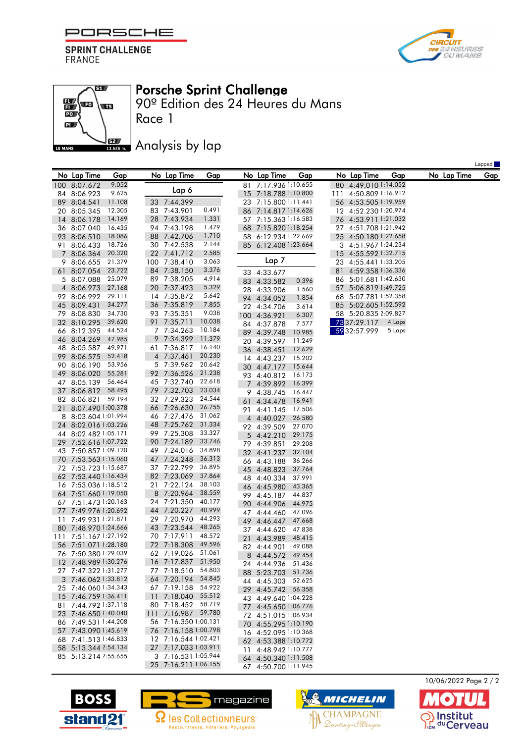PORSCHE

SPRINT CHALLENGE
FRANCE

# Porsche Sprint Challenge

90º Edition des 24 Heures du Mans

Race 1

## Analysis by lap

Lapped

| No | Lap Time | Gap |
|---|---|---|
| 100 | 8:07.672 | 9.052 |
| 84 | 8:06.923 | 9.625 |
| 89 | 8:04.541 | 11.108 |
| 20 | 8:05.345 | 12.305 |
| 14 | 8:06.178 | 14.169 |
| 36 | 8:07.040 | 16.435 |
| 93 | 8:06.510 | 18.086 |
| 91 | 8:06.433 | 18.726 |
| 7 | 8:06.364 | 20.320 |
| 9 | 8:06.655 | 21.379 |
| 61 | 8:07.054 | 23.722 |
| 5 | 8:07.088 | 25.079 |
| 4 | 8:06.973 | 27.168 |
| 92 | 8:06.992 | 29.111 |
| 45 | 8:09.431 | 34.277 |
| 79 | 8:08.830 | 34.730 |
| 32 | 8:10.295 | 39.620 |
| 66 | 8:12.395 | 44.524 |
| 46 | 8:04.269 | 47.985 |
| 48 | 8:05.587 | 49.971 |
| 99 | 8:06.575 | 52.418 |
| 90 | 8:06.190 | 53.956 |
| 49 | 8:06.020 | 55.281 |
| 47 | 8:05.139 | 56.464 |
| 37 | 8:06.812 | 58.495 |
| 82 | 8:06.821 | 59.194 |
| 21 | 8:07.490 | 1:00.378 |
| 8 | 8:03.604 | 1:01.994 |
| 24 | 8:02.016 | 1:03.226 |
| 44 | 8:02.482 | 1:05.171 |
| 29 | 7:52.616 | 1:07.722 |
| 43 | 7:50.857 | 1:09.120 |
| 70 | 7:53.563 | 1:15.060 |
| 72 | 7:53.723 | 1:15.687 |
| 62 | 7:53.440 | 1:16.434 |
| 16 | 7:53.036 | 1:18.512 |
| 64 | 7:51.660 | 1:19.050 |
| 67 | 7:51.473 | 1:20.163 |
| 77 | 7:49.976 | 1:20.692 |
| 11 | 7:49.931 | 1:21.871 |
| 80 | 7:48.970 | 1:24.666 |
| 111 | 7:51.167 | 1:27.192 |
| 56 | 7:51.071 | 1:28.180 |
| 76 | 7:50.380 | 1:29.039 |
| 12 | 7:48.989 | 1:30.276 |
| 27 | 7:47.322 | 1:31.277 |
| 3 | 7:46.062 | 1:33.812 |
| 25 | 7:46.060 | 1:34.343 |
| 15 | 7:46.759 | 1:36.411 |
| 81 | 7:44.792 | 1:37.118 |
| 23 | 7:46.650 | 1:40.040 |
| 86 | 7:49.531 | 1:44.208 |
| 57 | 7:43.090 | 1:45.619 |
| 68 | 7:41.513 | 1:46.833 |
| 58 | 5:13.344 | 2:54.134 |
| 85 | 5:13.214 | 2:55.655 |

### Lap 6

| No | Lap Time | Gap |
|---|---|---|
| 33 | 7:44.399 | |
| 83 | 7:43.901 | 0.491 |
| 28 | 7:43.934 | 1.331 |
| 94 | 7:43.198 | 1.479 |
| 88 | 7:42.706 | 1.710 |
| 30 | 7:42.538 | 2.144 |
| 22 | 7:41.712 | 2.585 |
| 100 | 7:38.410 | 3.063 |
| 84 | 7:38.150 | 3.376 |
| 89 | 7:38.205 | 4.914 |
| 20 | 7:37.423 | 5.329 |
| 14 | 7:35.872 | 5.642 |
| 36 | 7:35.819 | 7.855 |
| 93 | 7:35.351 | 9.038 |
| 91 | 7:35.711 | 10.038 |
| 7 | 7:34.263 | 10.184 |
| 9 | 7:34.399 | 11.379 |
| 61 | 7:36.817 | 16.140 |
| 4 | 7:37.461 | 20.230 |
| 5 | 7:39.962 | 20.642 |
| 92 | 7:36.526 | 21.238 |
| 45 | 7:32.740 | 22.618 |
| 79 | 7:32.703 | 23.034 |
| 32 | 7:29.323 | 24.544 |
| 66 | 7:26.630 | 26.755 |
| 46 | 7:27.476 | 31.062 |
| 48 | 7:25.762 | 31.334 |
| 99 | 7:25.308 | 33.327 |
| 90 | 7:24.189 | 33.746 |
| 49 | 7:24.016 | 34.898 |
| 47 | 7:24.248 | 36.313 |
| 37 | 7:22.799 | 36.895 |
| 82 | 7:23.069 | 37.864 |
| 21 | 7:22.124 | 38.103 |
| 8 | 7:20.964 | 38.559 |
| 24 | 7:21.350 | 40.177 |
| 44 | 7:20.227 | 40.999 |
| 29 | 7:20.970 | 44.293 |
| 43 | 7:23.544 | 48.265 |
| 70 | 7:17.911 | 48.572 |
| 72 | 7:18.308 | 49.596 |
| 62 | 7:19.026 | 51.061 |
| 16 | 7:17.837 | 51.950 |
| 77 | 7:18.510 | 54.803 |
| 64 | 7:20.194 | 54.845 |
| 67 | 7:19.158 | 54.922 |
| 11 | 7:18.040 | 55.512 |
| 80 | 7:18.452 | 58.719 |
| 111 | 7:16.987 | 59.780 |
| 56 | 7:16.350 | 1:00.131 |
| 76 | 7:16.158 | 1:00.798 |
| 12 | 7:16.544 | 1:02.421 |
| 27 | 7:17.033 | 1:03.911 |
| 3 | 7:16.531 | 1:05.944 |
| 25 | 7:16.211 | 1:06.155 |
| 81 | 7:17.936 | 1:10.655 |
| 15 | 7:18.788 | 1:10.800 |
| 23 | 7:15.800 | 1:11.441 |
| 86 | 7:14.817 | 1:14.626 |
| 57 | 7:15.363 | 1:16.583 |
| 68 | 7:15.820 | 1:18.254 |
| 58 | 6:12.934 | 1:22.669 |
| 85 | 6:12.408 | 1:23.664 |

### Lap 7

| No | Lap Time | Gap |
|---|---|---|
| 33 | 4:33.677 | |
| 83 | 4:33.582 | 0.396 |
| 28 | 4:33.906 | 1.560 |
| 94 | 4:34.052 | 1.854 |
| 22 | 4:34.706 | 3.614 |
| 100 | 4:36.921 | 6.307 |
| 84 | 4:37.878 | 7.577 |
| 89 | 4:39.748 | 10.985 |
| 20 | 4:39.597 | 11.249 |
| 36 | 4:38.451 | 12.629 |
| 14 | 4:43.237 | 15.202 |
| 30 | 4:47.177 | 15.644 |
| 93 | 4:40.812 | 16.173 |
| 7 | 4:39.892 | 16.399 |
| 9 | 4:38.745 | 16.447 |
| 61 | 4:34.478 | 16.941 |
| 91 | 4:41.145 | 17.506 |
| 4 | 4:40.027 | 26.580 |
| 92 | 4:39.509 | 27.070 |
| 5 | 4:42.210 | 29.175 |
| 79 | 4:39.851 | 29.208 |
| 32 | 4:41.237 | 32.104 |
| 66 | 4:43.188 | 36.266 |
| 45 | 4:48.823 | 37.764 |
| 48 | 4:40.334 | 37.991 |
| 46 | 4:45.980 | 43.365 |
| 99 | 4:45.187 | 44.837 |
| 90 | 4:44.906 | 44.975 |
| 47 | 4:44.460 | 47.096 |
| 49 | 4:46.447 | 47.668 |
| 37 | 4:44.620 | 47.838 |
| 21 | 4:43.989 | 48.415 |
| 82 | 4:44.901 | 49.088 |
| 8 | 4:44.572 | 49.454 |
| 24 | 4:44.936 | 51.436 |
| 88 | 5:23.703 | 51.736 |
| 44 | 4:45.303 | 52.625 |
| 29 | 4:45.742 | 56.358 |
| 43 | 4:49.640 | 1:04.228 |
| 77 | 4:45.650 | 1:06.776 |
| 72 | 4:51.015 | 1:06.934 |
| 70 | 4:55.295 | 1:10.190 |
| 16 | 4:52.095 | 1:10.368 |
| 62 | 4:53.388 | 1:10.772 |
| 11 | 4:48.942 | 1:10.777 |
| 64 | 4:50.340 | 1:11.508 |
| 67 | 4:50.700 | 1:11.945 |
| 80 | 4:49.010 | 1:14.052 |
| 111 | 4:50.809 | 1:16.912 |
| 56 | 4:53.505 | 1:19.959 |
| 12 | 4:52.230 | 1:20.974 |
| 76 | 4:53.911 | 1:21.032 |
| 27 | 4:51.708 | 1:21.942 |
| 25 | 4:50.180 | 1:22.658 |
| 3 | 4:51.967 | 1:24.234 |
| 15 | 4:55.592 | 1:32.715 |
| 23 | 4:55.441 | 1:33.205 |
| 81 | 4:59.358 | 1:36.336 |
| 86 | 5:01.681 | 1:42.630 |
| 57 | 5:06.819 | 1:49.725 |
| 68 | 5:07.781 | 1:52.358 |
| 85 | 5:02.605 | 1:52.592 |
| 58 | 5:20.835 | 2:09.827 |
| 73 | 37:29.117 | 4 Laps |
| 59 | 32:57.999 | 5 Laps |

10/06/2022 Page 2 / 2